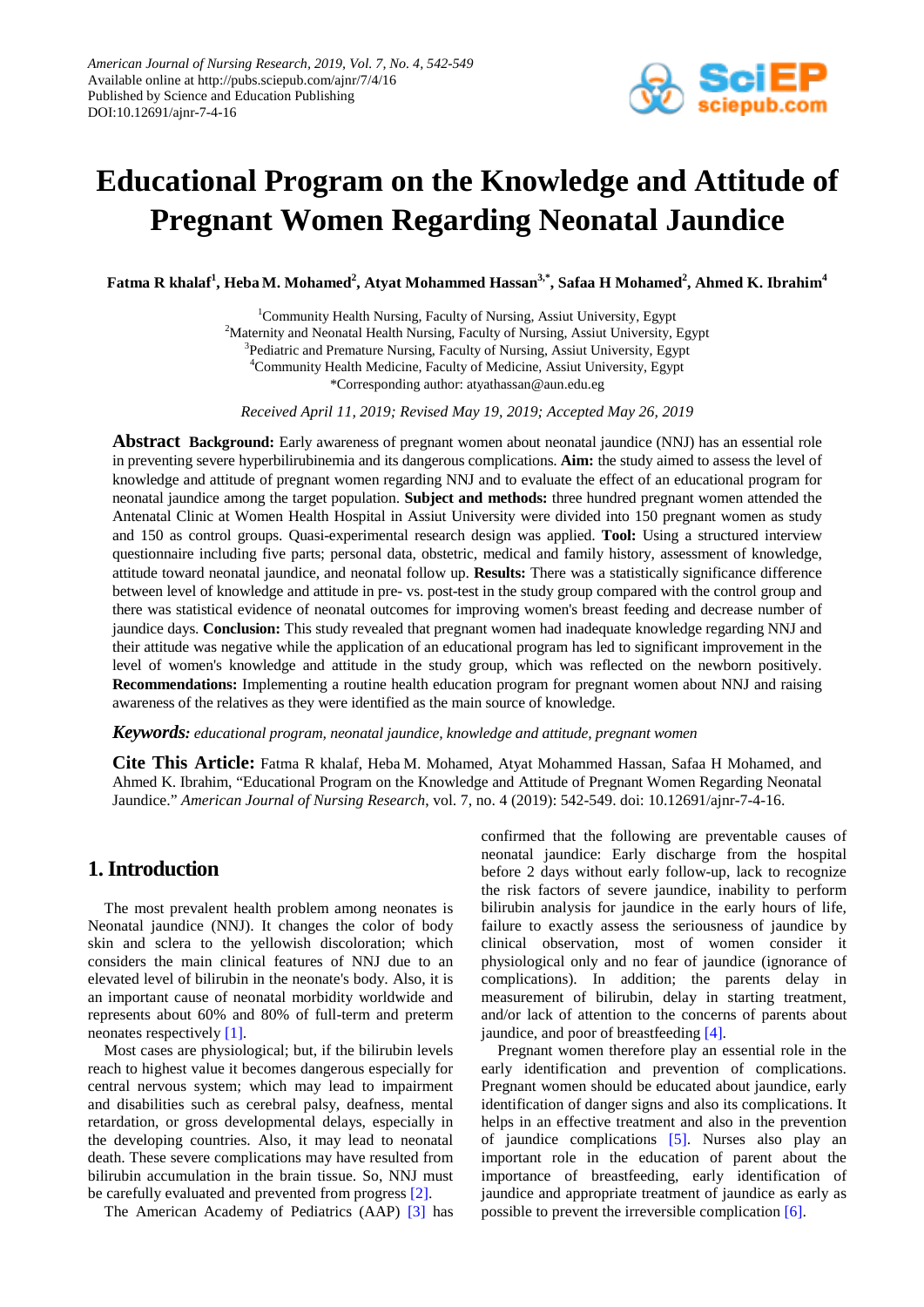# Educational Program on the Knowledge and Attitude of Pregnant Women Regarding Neonatal Jaundice

**Fatma R khalaf[1], Heba M. Mohamed[2], Atyat Mohammed Hassan[3,*], Safaa H Mohamed[2], Ahmed K. Ibrahim[4]**

[1]Community Health Nursing, Faculty of Nursing, Assiut University, Egypt
[2]Maternity and Neonatal Health Nursing, Faculty of Nursing, Assiut University, Egypt
[3]Pediatric and Premature Nursing, Faculty of Nursing, Assiut University, Egypt
[4]Community Health Medicine, Faculty of Medicine, Assiut University, Egypt
*Corresponding author: atyathassan@aun.edu.eg

*Received April 11, 2019; Revised May 19, 2019; Accepted May 26, 2019*

**Abstract** **Background:** Early awareness of pregnant women about neonatal jaundice (NNJ) has an essential role in preventing severe hyperbilirubinemia and its dangerous complications. **Aim:** the study aimed to assess the level of knowledge and attitude of pregnant women regarding NNJ and to evaluate the effect of an educational program for neonatal jaundice among the target population. **Subject and methods:** three hundred pregnant women attended the Antenatal Clinic at Women Health Hospital in Assiut University were divided into 150 pregnant women as study and 150 as control groups. Quasi-experimental research design was applied. **Tool:** Using a structured interview questionnaire including five parts; personal data, obstetric, medical and family history, assessment of knowledge, attitude toward neonatal jaundice, and neonatal follow up. **Results:** There was a statistically significance difference between level of knowledge and attitude in pre- vs. post-test in the study group compared with the control group and there was statistical evidence of neonatal outcomes for improving women's breast feeding and decrease number of jaundice days. **Conclusion:** This study revealed that pregnant women had inadequate knowledge regarding NNJ and their attitude was negative while the application of an educational program has led to significant improvement in the level of women's knowledge and attitude in the study group, which was reflected on the newborn positively. **Recommendations:** Implementing a routine health education program for pregnant women about NNJ and raising awareness of the relatives as they were identified as the main source of knowledge.

***Keywords:*** *educational program, neonatal jaundice, knowledge and attitude, pregnant women*

**Cite This Article:** Fatma R khalaf, Heba M. Mohamed, Atyat Mohammed Hassan, Safaa H Mohamed, and Ahmed K. Ibrahim, "Educational Program on the Knowledge and Attitude of Pregnant Women Regarding Neonatal Jaundice." *American Journal of Nursing Research*, vol. 7, no. 4 (2019): 542-549. doi: 10.12691/ajnr-7-4-16.

## 1. Introduction

The most prevalent health problem among neonates is Neonatal jaundice (NNJ). It changes the color of body skin and sclera to the yellowish discoloration; which considers the main clinical features of NNJ due to an elevated level of bilirubin in the neonate's body. Also, it is an important cause of neonatal morbidity worldwide and represents about 60% and 80% of full-term and preterm neonates respectively [1].

Most cases are physiological; but, if the bilirubin levels reach to highest value it becomes dangerous especially for central nervous system; which may lead to impairment and disabilities such as cerebral palsy, deafness, mental retardation, or gross developmental delays, especially in the developing countries. Also, it may lead to neonatal death. These severe complications may have resulted from bilirubin accumulation in the brain tissue. So, NNJ must be carefully evaluated and prevented from progress [2].

The American Academy of Pediatrics (AAP) [3] has confirmed that the following are preventable causes of neonatal jaundice: Early discharge from the hospital before 2 days without early follow-up, lack to recognize the risk factors of severe jaundice, inability to perform bilirubin analysis for jaundice in the early hours of life, failure to exactly assess the seriousness of jaundice by clinical observation, most of women consider it physiological only and no fear of jaundice (ignorance of complications). In addition; the parents delay in measurement of bilirubin, delay in starting treatment, and/or lack of attention to the concerns of parents about jaundice, and poor of breastfeeding [4].

Pregnant women therefore play an essential role in the early identification and prevention of complications. Pregnant women should be educated about jaundice, early identification of danger signs and also its complications. It helps in an effective treatment and also in the prevention of jaundice complications [5]. Nurses also play an important role in the education of parent about the importance of breastfeeding, early identification of jaundice and appropriate treatment of jaundice as early as possible to prevent the irreversible complication [6].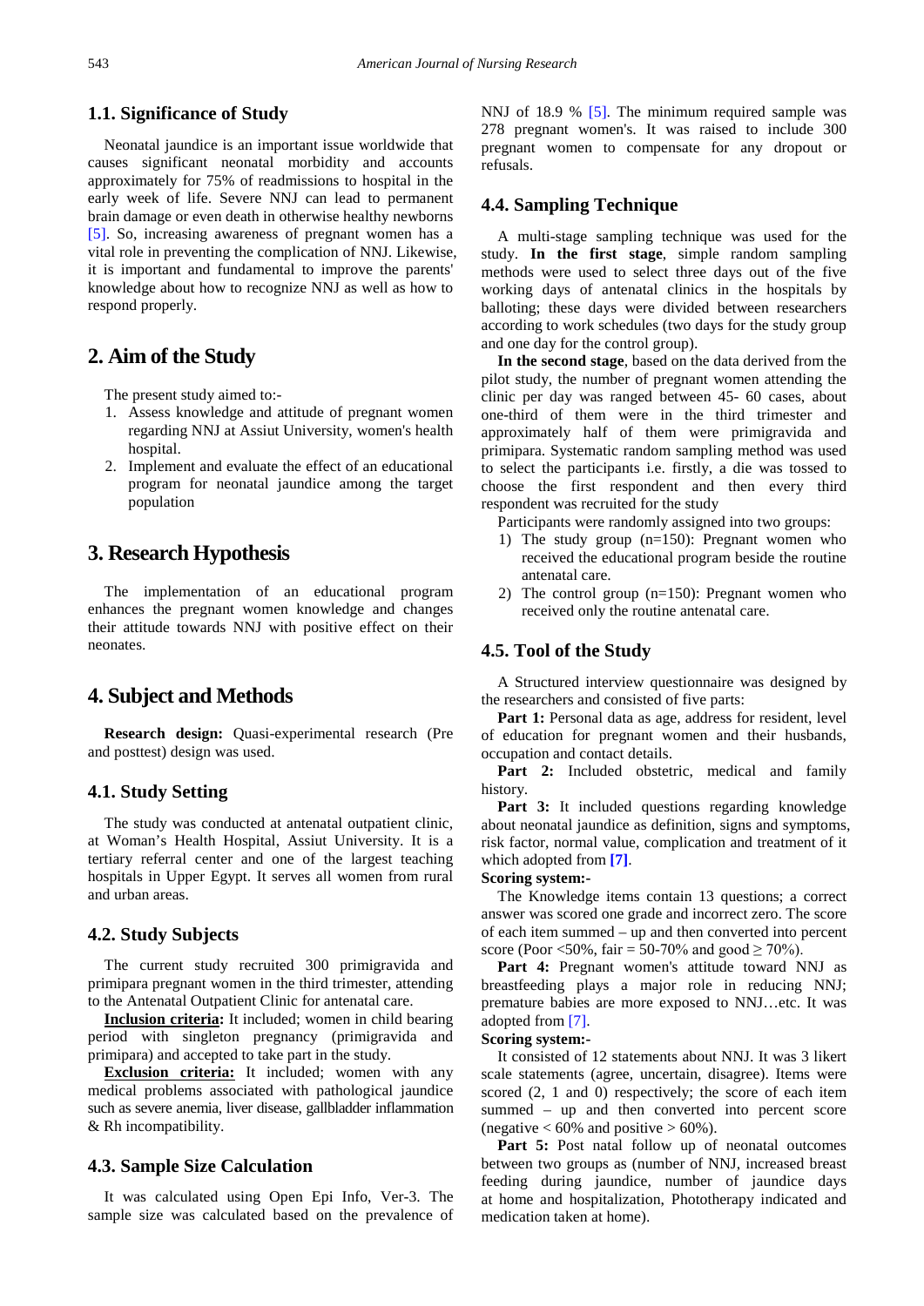### 1.1. Significance of Study

Neonatal jaundice is an important issue worldwide that causes significant neonatal morbidity and accounts approximately for 75% of readmissions to hospital in the early week of life. Severe NNJ can lead to permanent brain damage or even death in otherwise healthy newborns [5]. So, increasing awareness of pregnant women has a vital role in preventing the complication of NNJ. Likewise, it is important and fundamental to improve the parents' knowledge about how to recognize NNJ as well as how to respond properly.

## 2. Aim of the Study

The present study aimed to:-

1. Assess knowledge and attitude of pregnant women regarding NNJ at Assiut University, women's health hospital.
2. Implement and evaluate the effect of an educational program for neonatal jaundice among the target population

## 3. Research Hypothesis

The implementation of an educational program enhances the pregnant women knowledge and changes their attitude towards NNJ with positive effect on their neonates.

## 4. Subject and Methods

**Research design:** Quasi-experimental research (Pre and posttest) design was used.

### 4.1. Study Setting

The study was conducted at antenatal outpatient clinic, at Woman's Health Hospital, Assiut University. It is a tertiary referral center and one of the largest teaching hospitals in Upper Egypt. It serves all women from rural and urban areas.

### 4.2. Study Subjects

The current study recruited 300 primigravida and primipara pregnant women in the third trimester, attending to the Antenatal Outpatient Clinic for antenatal care.

**Inclusion criteria:** It included; women in child bearing period with singleton pregnancy (primigravida and primipara) and accepted to take part in the study.

**Exclusion criteria:** It included; women with any medical problems associated with pathological jaundice such as severe anemia, liver disease, gallbladder inflammation & Rh incompatibility.

### 4.3. Sample Size Calculation

It was calculated using Open Epi Info, Ver-3. The sample size was calculated based on the prevalence of NNJ of 18.9 % [5]. The minimum required sample was 278 pregnant women's. It was raised to include 300 pregnant women to compensate for any dropout or refusals.

### 4.4. Sampling Technique

A multi-stage sampling technique was used for the study. **In the first stage**, simple random sampling methods were used to select three days out of the five working days of antenatal clinics in the hospitals by balloting; these days were divided between researchers according to work schedules (two days for the study group and one day for the control group).

**In the second stage**, based on the data derived from the pilot study, the number of pregnant women attending the clinic per day was ranged between 45- 60 cases, about one-third of them were in the third trimester and approximately half of them were primigravida and primipara. Systematic random sampling method was used to select the participants i.e. firstly, a die was tossed to choose the first respondent and then every third respondent was recruited for the study

Participants were randomly assigned into two groups:

1) The study group (n=150): Pregnant women who received the educational program beside the routine antenatal care.
2) The control group (n=150): Pregnant women who received only the routine antenatal care.

### 4.5. Tool of the Study

A Structured interview questionnaire was designed by the researchers and consisted of five parts:

**Part 1:** Personal data as age, address for resident, level of education for pregnant women and their husbands, occupation and contact details.

**Part 2:** Included obstetric, medical and family history.

**Part 3:** It included questions regarding knowledge about neonatal jaundice as definition, signs and symptoms, risk factor, normal value, complication and treatment of it which adopted from **[7]**.

**Scoring system:-**

The Knowledge items contain 13 questions; a correct answer was scored one grade and incorrect zero. The score of each item summed – up and then converted into percent score (Poor <50%, fair = 50-70% and good ≥ 70%).

**Part 4:** Pregnant women's attitude toward NNJ as breastfeeding plays a major role in reducing NNJ; premature babies are more exposed to NNJ…etc. It was adopted from [7].

**Scoring system:-**

It consisted of 12 statements about NNJ. It was 3 likert scale statements (agree, uncertain, disagree). Items were scored (2, 1 and 0) respectively; the score of each item summed – up and then converted into percent score (negative < 60% and positive > 60%).

**Part 5:** Post natal follow up of neonatal outcomes between two groups as (number of NNJ, increased breast feeding during jaundice, number of jaundice days at home and hospitalization, Phototherapy indicated and medication taken at home).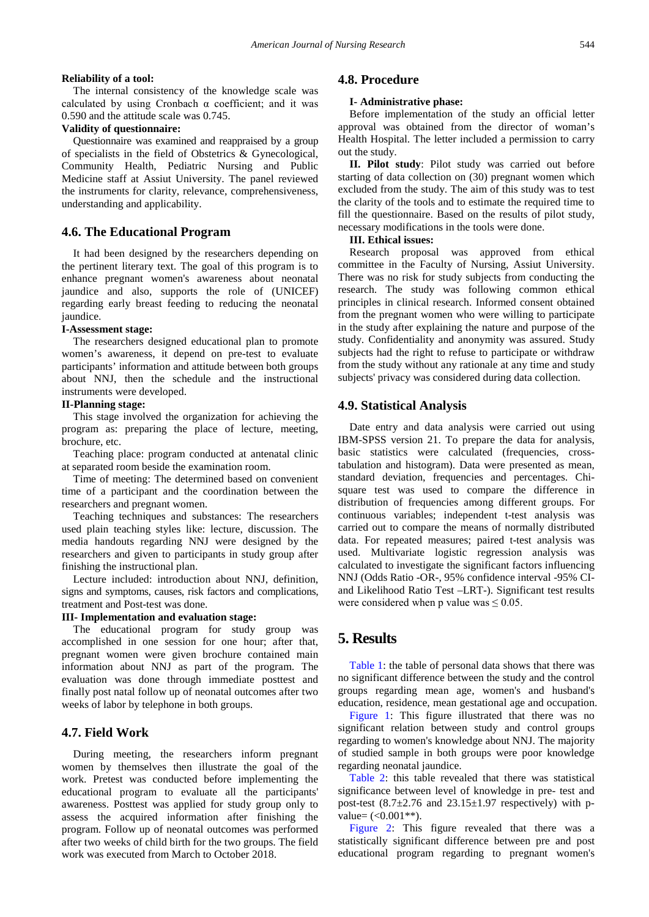**Reliability of a tool:**

The internal consistency of the knowledge scale was calculated by using Cronbach α coefficient; and it was 0.590 and the attitude scale was 0.745.

**Validity of questionnaire:**

Questionnaire was examined and reappraised by a group of specialists in the field of Obstetrics & Gynecological, Community Health, Pediatric Nursing and Public Medicine staff at Assiut University. The panel reviewed the instruments for clarity, relevance, comprehensiveness, understanding and applicability.

## 4.6. The Educational Program

It had been designed by the researchers depending on the pertinent literary text. The goal of this program is to enhance pregnant women's awareness about neonatal jaundice and also, supports the role of (UNICEF) regarding early breast feeding to reducing the neonatal jaundice.

**I-Assessment stage:**

The researchers designed educational plan to promote women's awareness, it depend on pre-test to evaluate participants' information and attitude between both groups about NNJ, then the schedule and the instructional instruments were developed.

**II-Planning stage:**

This stage involved the organization for achieving the program as: preparing the place of lecture, meeting, brochure, etc.

Teaching place: program conducted at antenatal clinic at separated room beside the examination room.

Time of meeting: The determined based on convenient time of a participant and the coordination between the researchers and pregnant women.

Teaching techniques and substances: The researchers used plain teaching styles like: lecture, discussion. The media handouts regarding NNJ were designed by the researchers and given to participants in study group after finishing the instructional plan.

Lecture included: introduction about NNJ, definition, signs and symptoms, causes, risk factors and complications, treatment and Post-test was done.

**III- Implementation and evaluation stage:**

The educational program for study group was accomplished in one session for one hour; after that, pregnant women were given brochure contained main information about NNJ as part of the program. The evaluation was done through immediate posttest and finally post natal follow up of neonatal outcomes after two weeks of labor by telephone in both groups.

## 4.7. Field Work

During meeting, the researchers inform pregnant women by themselves then illustrate the goal of the work. Pretest was conducted before implementing the educational program to evaluate all the participants' awareness. Posttest was applied for study group only to assess the acquired information after finishing the program. Follow up of neonatal outcomes was performed after two weeks of child birth for the two groups. The field work was executed from March to October 2018.

## 4.8. Procedure

**I- Administrative phase:**

Before implementation of the study an official letter approval was obtained from the director of woman's Health Hospital. The letter included a permission to carry out the study.

**II. Pilot study**: Pilot study was carried out before starting of data collection on (30) pregnant women which excluded from the study. The aim of this study was to test the clarity of the tools and to estimate the required time to fill the questionnaire. Based on the results of pilot study, necessary modifications in the tools were done.

**III. Ethical issues:**

Research proposal was approved from ethical committee in the Faculty of Nursing, Assiut University. There was no risk for study subjects from conducting the research. The study was following common ethical principles in clinical research. Informed consent obtained from the pregnant women who were willing to participate in the study after explaining the nature and purpose of the study. Confidentiality and anonymity was assured. Study subjects had the right to refuse to participate or withdraw from the study without any rationale at any time and study subjects' privacy was considered during data collection.

## 4.9. Statistical Analysis

Date entry and data analysis were carried out using IBM-SPSS version 21. To prepare the data for analysis, basic statistics were calculated (frequencies, cross-tabulation and histogram). Data were presented as mean, standard deviation, frequencies and percentages. Chi-square test was used to compare the difference in distribution of frequencies among different groups. For continuous variables; independent t-test analysis was carried out to compare the means of normally distributed data. For repeated measures; paired t-test analysis was used. Multivariate logistic regression analysis was calculated to investigate the significant factors influencing NNJ (Odds Ratio -OR-, 95% confidence interval -95% CI- and Likelihood Ratio Test –LRT-). Significant test results were considered when p value was $\leq 0.05$.

# 5. Results

Table 1: the table of personal data shows that there was no significant difference between the study and the control groups regarding mean age, women's and husband's education, residence, mean gestational age and occupation.

Figure 1: This figure illustrated that there was no significant relation between study and control groups regarding to women's knowledge about NNJ. The majority of studied sample in both groups were poor knowledge regarding neonatal jaundice.

Table 2: this table revealed that there was statistical significance between level of knowledge in pre- test and post-test ($8.7\pm2.76$ and $23.15\pm1.97$ respectively) with p-value= (<0.001**).

Figure 2: This figure revealed that there was a statistically significant difference between pre and post educational program regarding to pregnant women's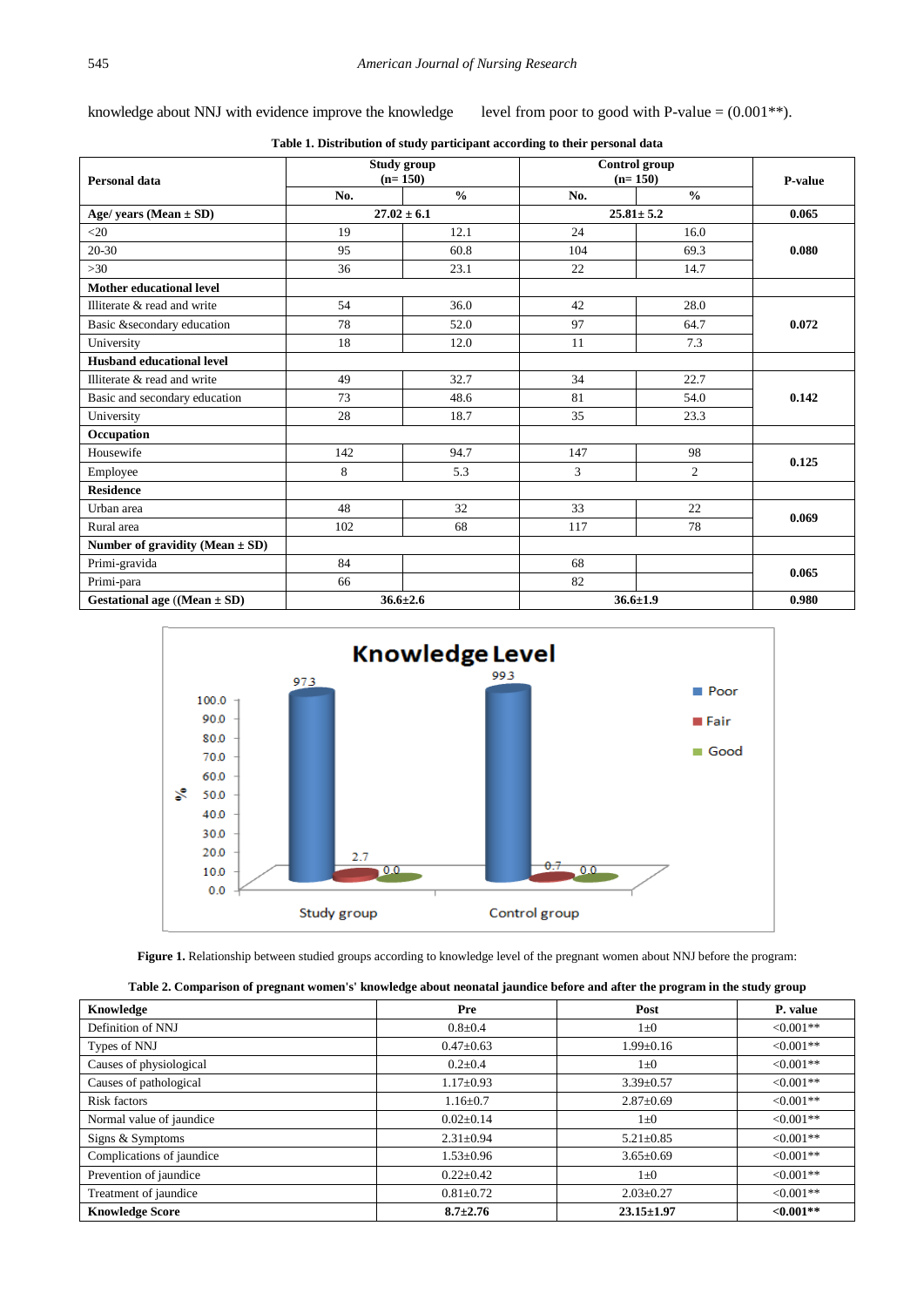knowledge about NNJ with evidence improve the knowledge level from poor to good with P-value = (0.001**).

**Table 1. Distribution of study participant according to their personal data**

| Personal data | Study group (n= 150) | | Control group (n= 150) | | P-value |
|---|---|---|---|---|---|
| | No. | % | No. | % | |
| **Age/ years (Mean ± SD)** | **27.02 ± 6.1** | | **25.81± 5.2** | | **0.065** |
| <20 | 19 | 12.1 | 24 | 16.0 | **0.080** |
| 20-30 | 95 | 60.8 | 104 | 69.3 | |
| >30 | 36 | 23.1 | 22 | 14.7 | |
| **Mother educational level** | | | | | |
| Illiterate & read and write | 54 | 36.0 | 42 | 28.0 | **0.072** |
| Basic &secondary education | 78 | 52.0 | 97 | 64.7 | |
| University | 18 | 12.0 | 11 | 7.3 | |
| **Husband educational level** | | | | | |
| Illiterate & read and write | 49 | 32.7 | 34 | 22.7 | **0.142** |
| Basic and secondary education | 73 | 48.6 | 81 | 54.0 | |
| University | 28 | 18.7 | 35 | 23.3 | |
| **Occupation** | | | | | |
| Housewife | 142 | 94.7 | 147 | 98 | **0.125** |
| Employee | 8 | 5.3 | 3 | 2 | |
| **Residence** | | | | | |
| Urban area | 48 | 32 | 33 | 22 | **0.069** |
| Rural area | 102 | 68 | 117 | 78 | |
| **Number of gravidity (Mean ± SD)** | | | | | |
| Primi-gravida | 84 | | 68 | | **0.065** |
| Primi-para | 66 | | 82 | | |
| **Gestational age ((Mean ± SD)** | **36.6±2.6** | | **36.6±1.9** | | **0.980** |

**Figure 1.** Relationship between studied groups according to knowledge level of the pregnant women about NNJ before the program:

**Table 2. Comparison of pregnant women's' knowledge about neonatal jaundice before and after the program in the study group**

| Knowledge | Pre | Post | P. value |
|---|---|---|---|
| Definition of NNJ | 0.8±0.4 | 1±0 | <0.001** |
| Types of NNJ | 0.47±0.63 | 1.99±0.16 | <0.001** |
| Causes of physiological | 0.2±0.4 | 1±0 | <0.001** |
| Causes of pathological | 1.17±0.93 | 3.39±0.57 | <0.001** |
| Risk factors | 1.16±0.7 | 2.87±0.69 | <0.001** |
| Normal value of jaundice | 0.02±0.14 | 1±0 | <0.001** |
| Signs & Symptoms | 2.31±0.94 | 5.21±0.85 | <0.001** |
| Complications of jaundice | 1.53±0.96 | 3.65±0.69 | <0.001** |
| Prevention of jaundice | 0.22±0.42 | 1±0 | <0.001** |
| Treatment of jaundice | 0.81±0.72 | 2.03±0.27 | <0.001** |
| **Knowledge Score** | **8.7±2.76** | **23.15±1.97** | **<0.001**** |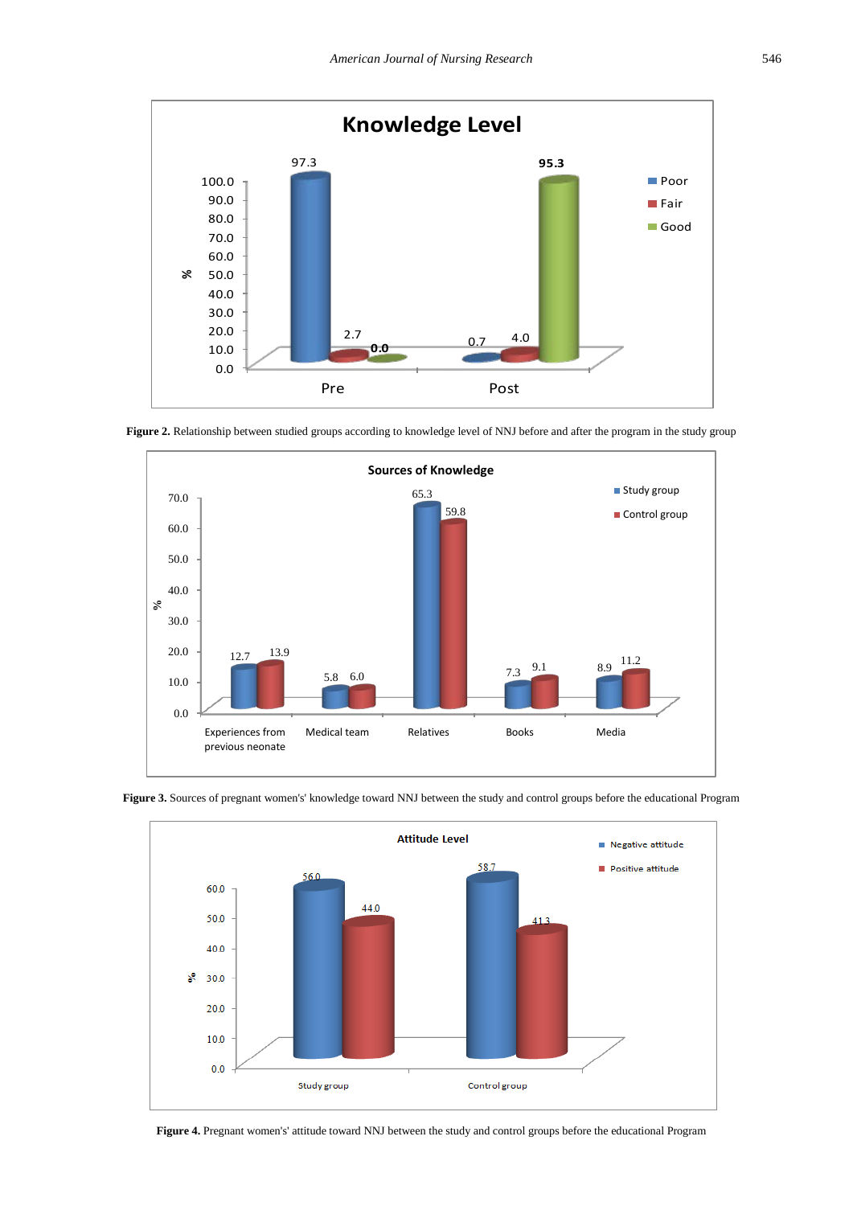**Figure 2.** Relationship between studied groups according to knowledge level of NNJ before and after the program in the study group

**Figure 3.** Sources of pregnant women's' knowledge toward NNJ between the study and control groups before the educational Program

**Figure 4.** Pregnant women's' attitude toward NNJ between the study and control groups before the educational Program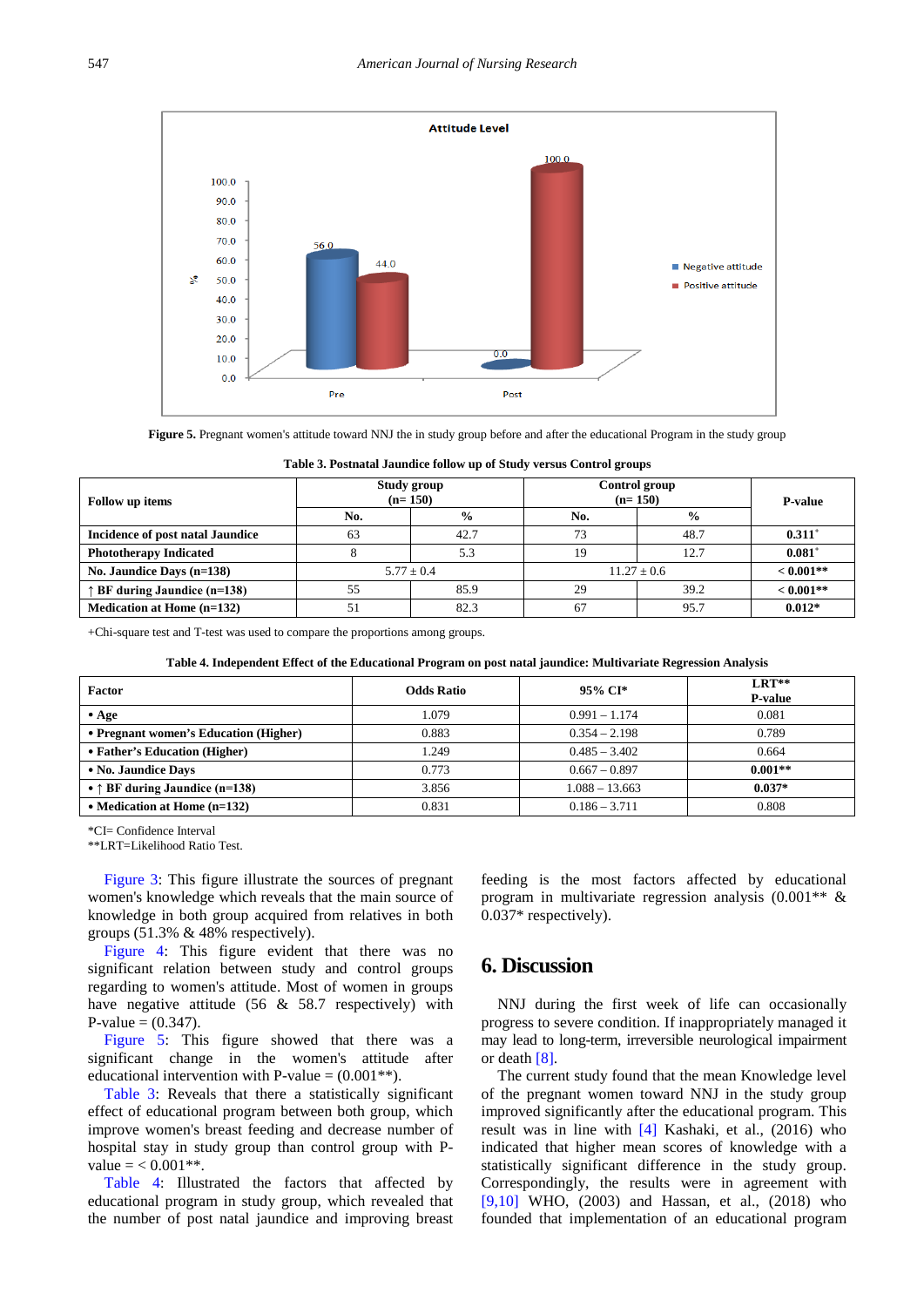Figure 5. Pregnant women's attitude toward NNJ the in study group before and after the educational Program in the study group

**Table 3. Postnatal Jaundice follow up of Study versus Control groups**

| Follow up items | Study group (n= 150) | | Control group (n= 150) | | P-value |
|---|---|---|---|---|---|
| | No. | % | No. | % | |
| **Incidence of post natal Jaundice** | 63 | 42.7 | 73 | 48.7 | **0.311**+ |
| **Phototherapy Indicated** | 8 | 5.3 | 19 | 12.7 | **0.081**+ |
| **No. Jaundice Days (n=138)** | 5.77 ± 0.4 | | 11.27 ± 0.6 | | **< 0.001**** |
| **↑ BF during Jaundice (n=138)** | 55 | 85.9 | 29 | 39.2 | **< 0.001**** |
| **Medication at Home (n=132)** | 51 | 82.3 | 67 | 95.7 | **0.012*** |

+Chi-square test and T-test was used to compare the proportions among groups.

**Table 4. Independent Effect of the Educational Program on post natal jaundice: Multivariate Regression Analysis**

| Factor | Odds Ratio | 95% CI* | LRT** P-value |
|---|---|---|---|
| **• Age** | 1.079 | 0.991 – 1.174 | 0.081 |
| **• Pregnant women's Education (Higher)** | 0.883 | 0.354 – 2.198 | 0.789 |
| **• Father's Education (Higher)** | 1.249 | 0.485 – 3.402 | 0.664 |
| **• No. Jaundice Days** | 0.773 | 0.667 – 0.897 | **0.001**** |
| **• ↑ BF during Jaundice (n=138)** | 3.856 | 1.088 – 13.663 | **0.037*** |
| **• Medication at Home (n=132)** | 0.831 | 0.186 – 3.711 | 0.808 |

*CI= Confidence Interval
**LRT=Likelihood Ratio Test.

Figure 3: This figure illustrate the sources of pregnant women's knowledge which reveals that the main source of knowledge in both group acquired from relatives in both groups (51.3% & 48% respectively).

Figure 4: This figure evident that there was no significant relation between study and control groups regarding to women's attitude. Most of women in groups have negative attitude (56 & 58.7 respectively) with P-value = (0.347).

Figure 5: This figure showed that there was a significant change in the women's attitude after educational intervention with P-value = (0.001**).

Table 3: Reveals that there a statistically significant effect of educational program between both group, which improve women's breast feeding and decrease number of hospital stay in study group than control group with P-value = < 0.001**.

Table 4: Illustrated the factors that affected by educational program in study group, which revealed that the number of post natal jaundice and improving breast feeding is the most factors affected by educational program in multivariate regression analysis (0.001** & 0.037* respectively).

## 6. Discussion

NNJ during the first week of life can occasionally progress to severe condition. If inappropriately managed it may lead to long-term, irreversible neurological impairment or death [8].

The current study found that the mean Knowledge level of the pregnant women toward NNJ in the study group improved significantly after the educational program. This result was in line with [4] Kashaki, et al., (2016) who indicated that higher mean scores of knowledge with a statistically significant difference in the study group. Correspondingly, the results were in agreement with [9,10] WHO, (2003) and Hassan, et al., (2018) who founded that implementation of an educational program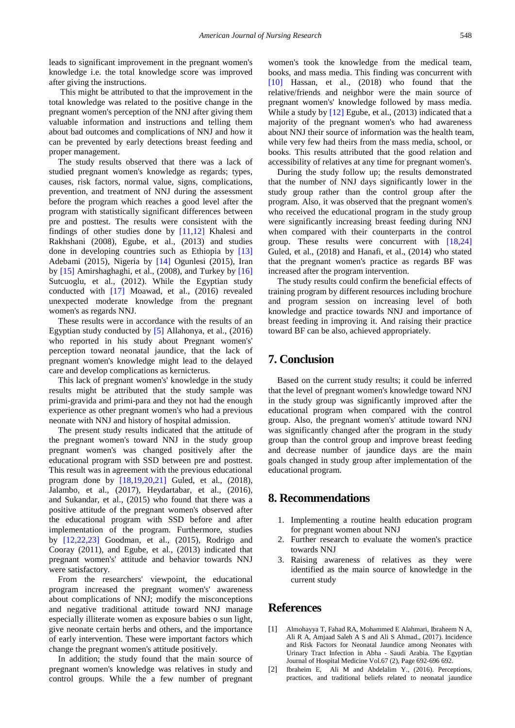leads to significant improvement in the pregnant women's knowledge i.e. the total knowledge score was improved after giving the instructions.

This might be attributed to that the improvement in the total knowledge was related to the positive change in the pregnant women's perception of the NNJ after giving them valuable information and instructions and telling them about bad outcomes and complications of NNJ and how it can be prevented by early detections breast feeding and proper management.

The study results observed that there was a lack of studied pregnant women's knowledge as regards; types, causes, risk factors, normal value, signs, complications, prevention, and treatment of NNJ during the assessment before the program which reaches a good level after the program with statistically significant differences between pre and posttest. The results were consistent with the findings of other studies done by [11,12] Khalesi and Rakhshani (2008), Egube, et al., (2013) and studies done in developing countries such as Ethiopia by [13] Adebami (2015), Nigeria by [14] Ogunlesi (2015), Iran by [15] Amirshaghaghi, et al., (2008), and Turkey by [16] Sutcuoglu, et al., (2012). While the Egyptian study conducted with [17] Moawad, et al., (2016) revealed unexpected moderate knowledge from the pregnant women's as regards NNJ.

These results were in accordance with the results of an Egyptian study conducted by [5] Allahonya, et al., (2016) who reported in his study about Pregnant women's' perception toward neonatal jaundice, that the lack of pregnant women's knowledge might lead to the delayed care and develop complications as kernicterus.

This lack of pregnant women's' knowledge in the study results might be attributed that the study sample was primi-gravida and primi-para and they not had the enough experience as other pregnant women's who had a previous neonate with NNJ and history of hospital admission.

The present study results indicated that the attitude of the pregnant women's toward NNJ in the study group pregnant women's was changed positively after the educational program with SSD between pre and posttest. This result was in agreement with the previous educational program done by [18,19,20,21] Guled, et al., (2018), Jalambo, et al., (2017), Heydartabar, et al., (2016), and Sukandar, et al., (2015) who found that there was a positive attitude of the pregnant women's observed after the educational program with SSD before and after implementation of the program. Furthermore, studies by [12,22,23] Goodman, et al., (2015), Rodrigo and Cooray (2011), and Egube, et al., (2013) indicated that pregnant women's' attitude and behavior towards NNJ were satisfactory.

From the researchers' viewpoint, the educational program increased the pregnant women's' awareness about complications of NNJ; modify the misconceptions and negative traditional attitude toward NNJ manage especially illiterate women as exposure babies o sun light, give neonate certain herbs and others, and the importance of early intervention. These were important factors which change the pregnant women's attitude positively.

In addition; the study found that the main source of pregnant women's knowledge was relatives in study and control groups. While the a few number of pregnant women's took the knowledge from the medical team, books, and mass media. This finding was concurrent with [10] Hassan, et al., (2018) who found that the relative/friends and neighbor were the main source of pregnant women's' knowledge followed by mass media. While a study by [12] Egube, et al., (2013) indicated that a majority of the pregnant women's who had awareness about NNJ their source of information was the health team, while very few had theirs from the mass media, school, or books. This results attributed that the good relation and accessibility of relatives at any time for pregnant women's.

During the study follow up; the results demonstrated that the number of NNJ days significantly lower in the study group rather than the control group after the program. Also, it was observed that the pregnant women's who received the educational program in the study group were significantly increasing breast feeding during NNJ when compared with their counterparts in the control group. These results were concurrent with [18,24] Guled, et al., (2018) and Hanafi, et al., (2014) who stated that the pregnant women's practice as regards BF was increased after the program intervention.

The study results could confirm the beneficial effects of training program by different resources including brochure and program session on increasing level of both knowledge and practice towards NNJ and importance of breast feeding in improving it. And raising their practice toward BF can be also, achieved appropriately.

## 7. Conclusion

Based on the current study results; it could be inferred that the level of pregnant women's knowledge toward NNJ in the study group was significantly improved after the educational program when compared with the control group. Also, the pregnant women's' attitude toward NNJ was significantly changed after the program in the study group than the control group and improve breast feeding and decrease number of jaundice days are the main goals changed in study group after implementation of the educational program.

## 8. Recommendations

1. Implementing a routine health education program for pregnant women about NNJ
2. Further research to evaluate the women's practice towards NNJ
3. Raising awareness of relatives as they were identified as the main source of knowledge in the current study

## References

[1] Almohayya T, Fahad RA, Mohammed E Alahmari, Ibraheem N A, Ali R A, Amjaad Saleh A S and Ali S Ahmad., (2017). Incidence and Risk Factors for Neonatal Jaundice among Neonates with Urinary Tract Infection in Abha - Saudi Arabia. The Egyptian Journal of Hospital Medicine Vol.67 (2), Page 692-696 692.

[2] Ibraheim E, Ali M and Abdelalim Y., (2016). Perceptions, practices, and traditional beliefs related to neonatal jaundice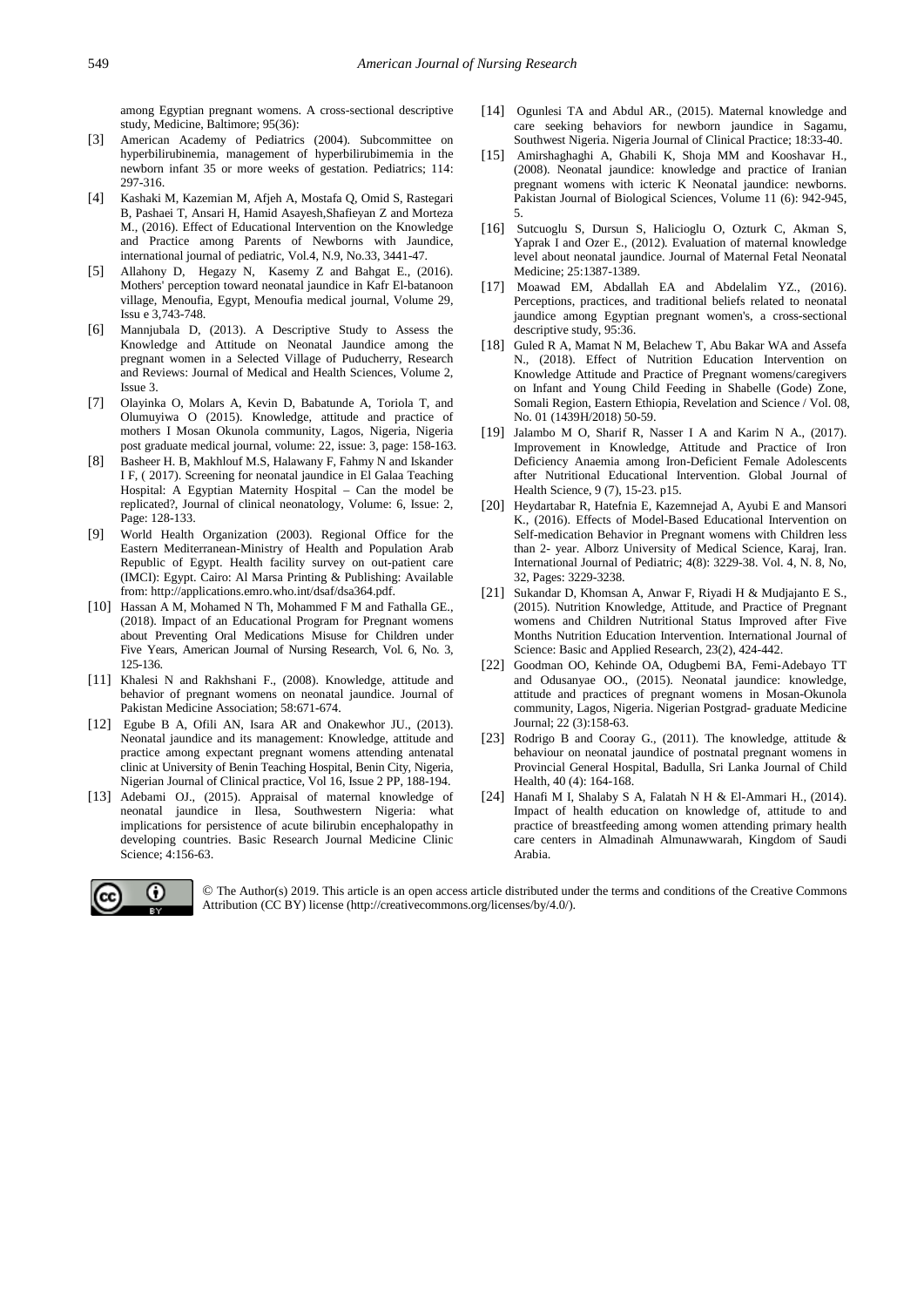among Egyptian pregnant womens. A cross-sectional descriptive study, Medicine, Baltimore; 95(36):

[3] American Academy of Pediatrics (2004). Subcommittee on hyperbilirubinemia, management of hyperbilirubimemia in the newborn infant 35 or more weeks of gestation. Pediatrics; 114: 297-316.

[4] Kashaki M, Kazemian M, Afjeh A, Mostafa Q, Omid S, Rastegari B, Pashaei T, Ansari H, Hamid Asayesh,Shafieyan Z and Morteza M., (2016). Effect of Educational Intervention on the Knowledge and Practice among Parents of Newborns with Jaundice, international journal of pediatric, Vol.4, N.9, No.33, 3441-47.

[5] Allahony D, Hegazy N, Kasemy Z and Bahgat E., (2016). Mothers' perception toward neonatal jaundice in Kafr El-batanoon village, Menoufia, Egypt, Menoufia medical journal, Volume 29, Issu e 3,743-748.

[6] Mannjubala D, (2013). A Descriptive Study to Assess the Knowledge and Attitude on Neonatal Jaundice among the pregnant women in a Selected Village of Puducherry, Research and Reviews: Journal of Medical and Health Sciences, Volume 2, Issue 3.

[7] Olayinka O, Molars A, Kevin D, Babatunde A, Toriola T, and Olumuyiwa O (2015). Knowledge, attitude and practice of mothers I Mosan Okunola community, Lagos, Nigeria, Nigeria post graduate medical journal, volume: 22, issue: 3, page: 158-163.

[8] Basheer H. B, Makhlouf M.S, Halawany F, Fahmy N and Iskander I F, ( 2017). Screening for neonatal jaundice in El Galaa Teaching Hospital: A Egyptian Maternity Hospital – Can the model be replicated?, Journal of clinical neonatology, Volume: 6, Issue: 2, Page: 128-133.

[9] World Health Organization (2003). Regional Office for the Eastern Mediterranean-Ministry of Health and Population Arab Republic of Egypt. Health facility survey on out-patient care (IMCI): Egypt. Cairo: Al Marsa Printing & Publishing: Available from: http://applications.emro.who.int/dsaf/dsa364.pdf.

[10] Hassan A M, Mohamed N Th, Mohammed F M and Fathalla GE., (2018). Impact of an Educational Program for Pregnant womens about Preventing Oral Medications Misuse for Children under Five Years, American Journal of Nursing Research, Vol. 6, No. 3, 125-136.

[11] Khalesi N and Rakhshani F., (2008). Knowledge, attitude and behavior of pregnant womens on neonatal jaundice. Journal of Pakistan Medicine Association; 58:671-674.

[12] Egube B A, Ofili AN, Isara AR and Onakewhor JU., (2013). Neonatal jaundice and its management: Knowledge, attitude and practice among expectant pregnant womens attending antenatal clinic at University of Benin Teaching Hospital, Benin City, Nigeria, Nigerian Journal of Clinical practice, Vol 16, Issue 2 PP, 188-194.

[13] Adebami OJ., (2015). Appraisal of maternal knowledge of neonatal jaundice in Ilesa, Southwestern Nigeria: what implications for persistence of acute bilirubin encephalopathy in developing countries. Basic Research Journal Medicine Clinic Science; 4:156-63.

[14] Ogunlesi TA and Abdul AR., (2015). Maternal knowledge and care seeking behaviors for newborn jaundice in Sagamu, Southwest Nigeria. Nigeria Journal of Clinical Practice; 18:33-40.

[15] Amirshaghaghi A, Ghabili K, Shoja MM and Kooshavar H., (2008). Neonatal jaundice: knowledge and practice of Iranian pregnant womens with icteric K Neonatal jaundice: newborns. Pakistan Journal of Biological Sciences, Volume 11 (6): 942-945, 5.

[16] Sutcuoglu S, Dursun S, Halicioglu O, Ozturk C, Akman S, Yaprak I and Ozer E., (2012). Evaluation of maternal knowledge level about neonatal jaundice. Journal of Maternal Fetal Neonatal Medicine; 25:1387-1389.

[17] Moawad EM, Abdallah EA and Abdelalim YZ., (2016). Perceptions, practices, and traditional beliefs related to neonatal jaundice among Egyptian pregnant women's, a cross-sectional descriptive study, 95:36.

[18] Guled R A, Mamat N M, Belachew T, Abu Bakar WA and Assefa N., (2018). Effect of Nutrition Education Intervention on Knowledge Attitude and Practice of Pregnant womens/caregivers on Infant and Young Child Feeding in Shabelle (Gode) Zone, Somali Region, Eastern Ethiopia, Revelation and Science / Vol. 08, No. 01 (1439H/2018) 50-59.

[19] Jalambo M O, Sharif R, Nasser I A and Karim N A., (2017). Improvement in Knowledge, Attitude and Practice of Iron Deficiency Anaemia among Iron-Deficient Female Adolescents after Nutritional Educational Intervention. Global Journal of Health Science, 9 (7), 15-23. p15.

[20] Heydartabar R, Hatefnia E, Kazemnejad A, Ayubi E and Mansori K., (2016). Effects of Model-Based Educational Intervention on Self-medication Behavior in Pregnant womens with Children less than 2- year. Alborz University of Medical Science, Karaj, Iran. International Journal of Pediatric; 4(8): 3229-38. Vol. 4, N. 8, No, 32, Pages: 3229-3238.

[21] Sukandar D, Khomsan A, Anwar F, Riyadi H & Mudjajanto E S., (2015). Nutrition Knowledge, Attitude, and Practice of Pregnant womens and Children Nutritional Status Improved after Five Months Nutrition Education Intervention. International Journal of Science: Basic and Applied Research, 23(2), 424-442.

[22] Goodman OO, Kehinde OA, Odugbemi BA, Femi-Adebayo TT and Odusanyae OO., (2015). Neonatal jaundice: knowledge, attitude and practices of pregnant womens in Mosan-Okunola community, Lagos, Nigeria. Nigerian Postgrad- graduate Medicine Journal; 22 (3):158-63.

[23] Rodrigo B and Cooray G., (2011). The knowledge, attitude & behaviour on neonatal jaundice of postnatal pregnant womens in Provincial General Hospital, Badulla, Sri Lanka Journal of Child Health, 40 (4): 164-168.

[24] Hanafi M I, Shalaby S A, Falatah N H & El-Ammari H., (2014). Impact of health education on knowledge of, attitude to and practice of breastfeeding among women attending primary health care centers in Almadinah Almunawwarah, Kingdom of Saudi Arabia.

© The Author(s) 2019. This article is an open access article distributed under the terms and conditions of the Creative Commons Attribution (CC BY) license (http://creativecommons.org/licenses/by/4.0/).